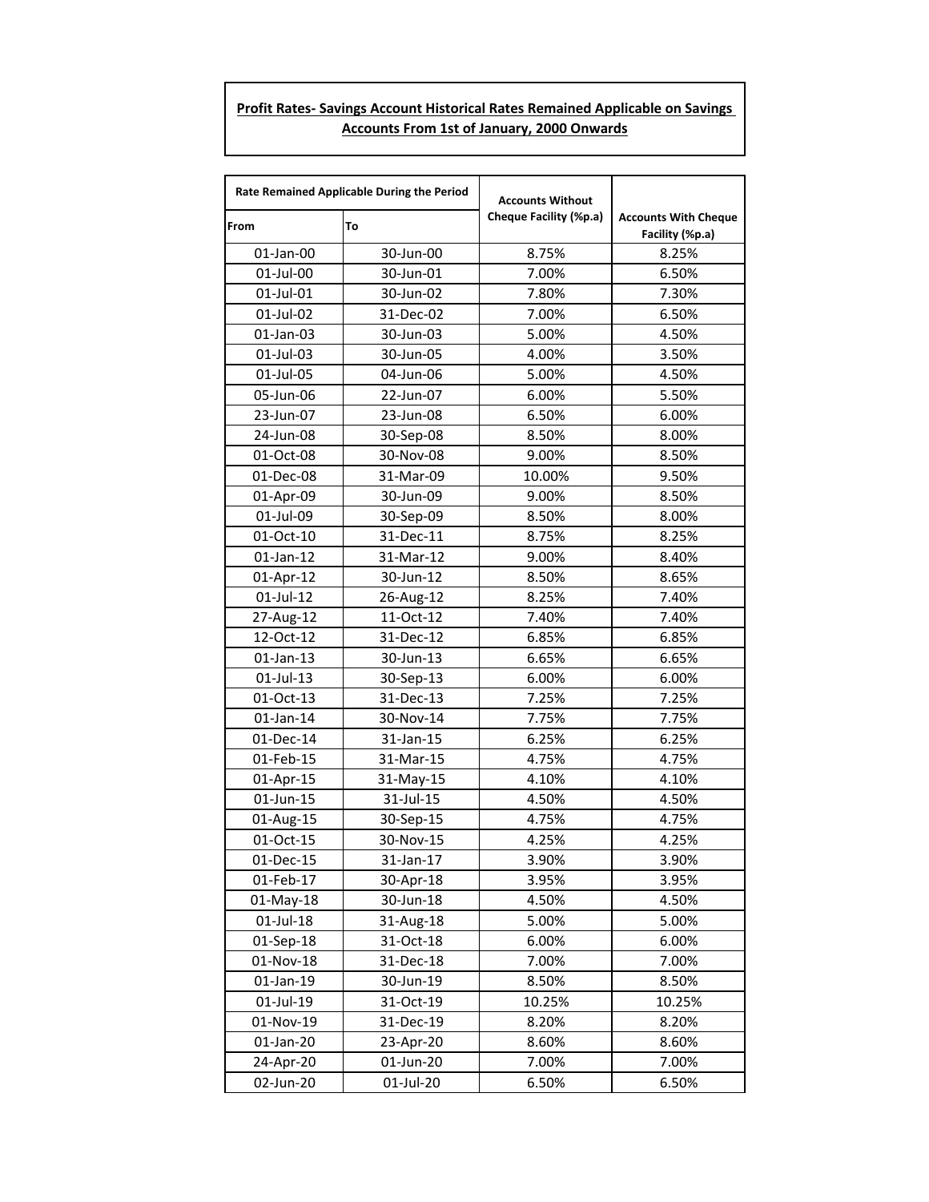**Profit Rates- Savings Account Historical Rates Remained Applicable on Savings Accounts From 1st of January, 2000 Onwards**

| Rate Remained Applicable During the Period | | Accounts Without Cheque Facility (%p.a) | Accounts With Cheque Facility (%p.a) |
|---|---|---|---|
| From | To | | |
| 01-Jan-00 | 30-Jun-00 | 8.75% | 8.25% |
| 01-Jul-00 | 30-Jun-01 | 7.00% | 6.50% |
| 01-Jul-01 | 30-Jun-02 | 7.80% | 7.30% |
| 01-Jul-02 | 31-Dec-02 | 7.00% | 6.50% |
| 01-Jan-03 | 30-Jun-03 | 5.00% | 4.50% |
| 01-Jul-03 | 30-Jun-05 | 4.00% | 3.50% |
| 01-Jul-05 | 04-Jun-06 | 5.00% | 4.50% |
| 05-Jun-06 | 22-Jun-07 | 6.00% | 5.50% |
| 23-Jun-07 | 23-Jun-08 | 6.50% | 6.00% |
| 24-Jun-08 | 30-Sep-08 | 8.50% | 8.00% |
| 01-Oct-08 | 30-Nov-08 | 9.00% | 8.50% |
| 01-Dec-08 | 31-Mar-09 | 10.00% | 9.50% |
| 01-Apr-09 | 30-Jun-09 | 9.00% | 8.50% |
| 01-Jul-09 | 30-Sep-09 | 8.50% | 8.00% |
| 01-Oct-10 | 31-Dec-11 | 8.75% | 8.25% |
| 01-Jan-12 | 31-Mar-12 | 9.00% | 8.40% |
| 01-Apr-12 | 30-Jun-12 | 8.50% | 8.65% |
| 01-Jul-12 | 26-Aug-12 | 8.25% | 7.40% |
| 27-Aug-12 | 11-Oct-12 | 7.40% | 7.40% |
| 12-Oct-12 | 31-Dec-12 | 6.85% | 6.85% |
| 01-Jan-13 | 30-Jun-13 | 6.65% | 6.65% |
| 01-Jul-13 | 30-Sep-13 | 6.00% | 6.00% |
| 01-Oct-13 | 31-Dec-13 | 7.25% | 7.25% |
| 01-Jan-14 | 30-Nov-14 | 7.75% | 7.75% |
| 01-Dec-14 | 31-Jan-15 | 6.25% | 6.25% |
| 01-Feb-15 | 31-Mar-15 | 4.75% | 4.75% |
| 01-Apr-15 | 31-May-15 | 4.10% | 4.10% |
| 01-Jun-15 | 31-Jul-15 | 4.50% | 4.50% |
| 01-Aug-15 | 30-Sep-15 | 4.75% | 4.75% |
| 01-Oct-15 | 30-Nov-15 | 4.25% | 4.25% |
| 01-Dec-15 | 31-Jan-17 | 3.90% | 3.90% |
| 01-Feb-17 | 30-Apr-18 | 3.95% | 3.95% |
| 01-May-18 | 30-Jun-18 | 4.50% | 4.50% |
| 01-Jul-18 | 31-Aug-18 | 5.00% | 5.00% |
| 01-Sep-18 | 31-Oct-18 | 6.00% | 6.00% |
| 01-Nov-18 | 31-Dec-18 | 7.00% | 7.00% |
| 01-Jan-19 | 30-Jun-19 | 8.50% | 8.50% |
| 01-Jul-19 | 31-Oct-19 | 10.25% | 10.25% |
| 01-Nov-19 | 31-Dec-19 | 8.20% | 8.20% |
| 01-Jan-20 | 23-Apr-20 | 8.60% | 8.60% |
| 24-Apr-20 | 01-Jun-20 | 7.00% | 7.00% |
| 02-Jun-20 | 01-Jul-20 | 6.50% | 6.50% |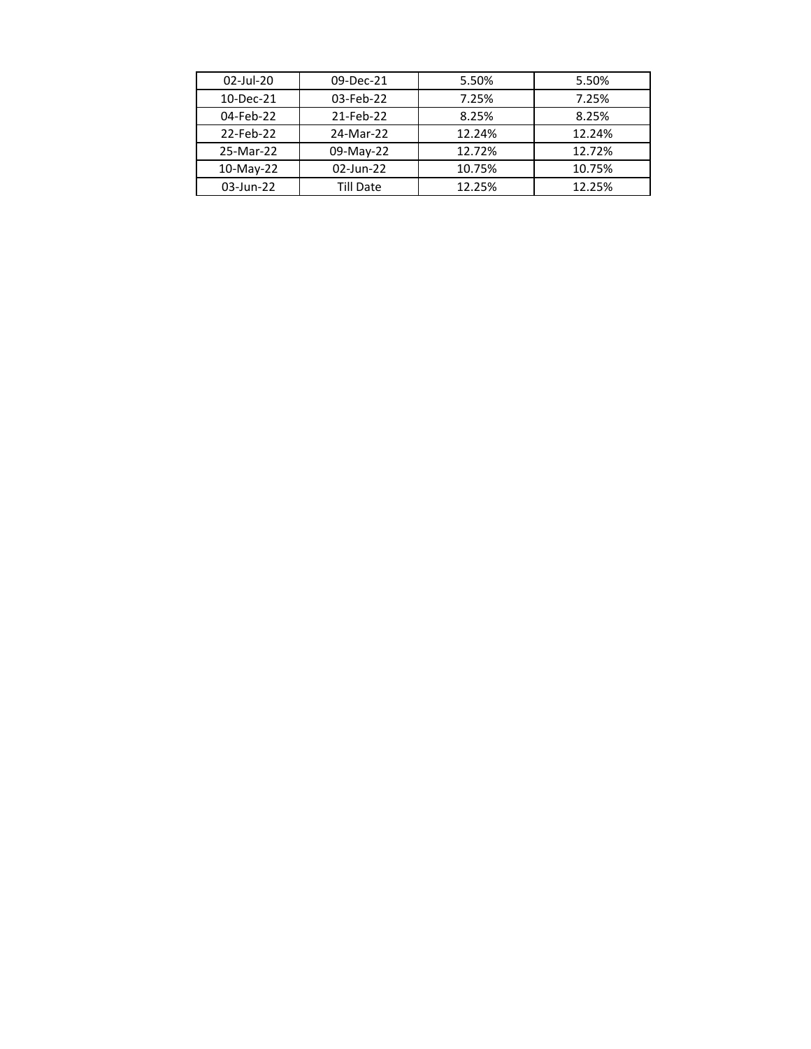| | | | |
|---|---|---|---|
| 02-Jul-20 | 09-Dec-21 | 5.50% | 5.50% |
| 10-Dec-21 | 03-Feb-22 | 7.25% | 7.25% |
| 04-Feb-22 | 21-Feb-22 | 8.25% | 8.25% |
| 22-Feb-22 | 24-Mar-22 | 12.24% | 12.24% |
| 25-Mar-22 | 09-May-22 | 12.72% | 12.72% |
| 10-May-22 | 02-Jun-22 | 10.75% | 10.75% |
| 03-Jun-22 | Till Date | 12.25% | 12.25% |